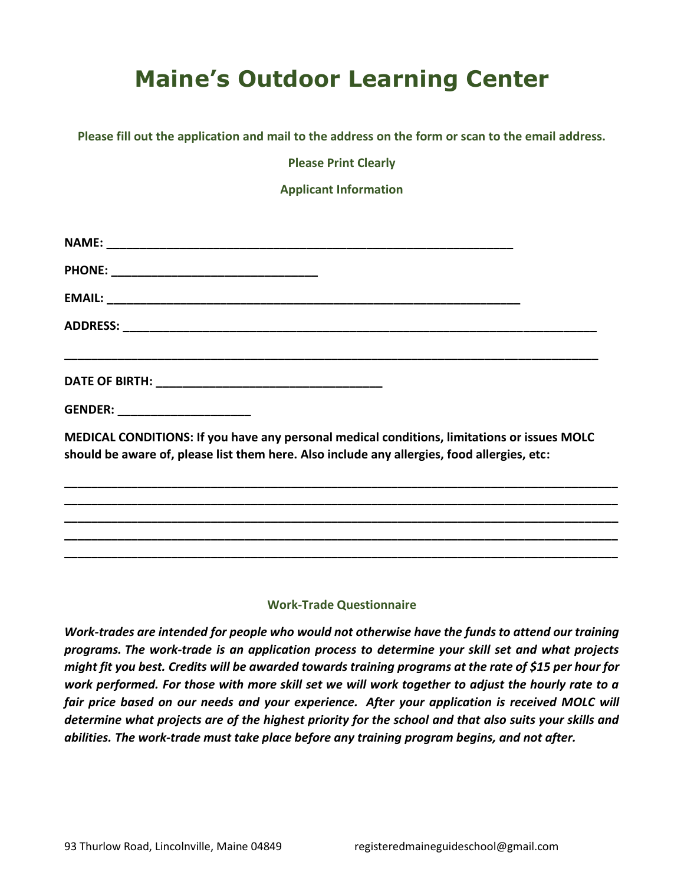# Maine's Outdoor Learning Center

**Please fill out the application and mail to the address on the form or scan to the email address.**

**Please Print Clearly**

**Applicant Information**

**NAME:** ________________________________________________________________

**PHONE:** _______________________________

**EMAIL:** ________________________________________________________________

**ADDRESS:** _____________________________________________________________________

_______________________________________________________________________________

**DATE OF BIRTH:** _________________________________

**GENDER:** ____________________

**MEDICAL CONDITIONS: If you have any personal medical conditions, limitations or issues MOLC should be aware of, please list them here. Also include any allergies, food allergies, etc:**

_______________________________________________________________________________

_______________________________________________________________________________

_______________________________________________________________________________

_______________________________________________________________________________

_______________________________________________________________________________

**Work-Trade Questionnaire**

***Work-trades are intended for people who would not otherwise have the funds to attend our training programs. The work-trade is an application process to determine your skill set and what projects might fit you best. Credits will be awarded towards training programs at the rate of $15 per hour for work performed. For those with more skill set we will work together to adjust the hourly rate to a fair price based on our needs and your experience. After your application is received MOLC will determine what projects are of the highest priority for the school and that also suits your skills and abilities. The work-trade must take place before any training program begins, and not after.***

93 Thurlow Road, Lincolnville, Maine 04849 registeredmaineguideschool@gmail.com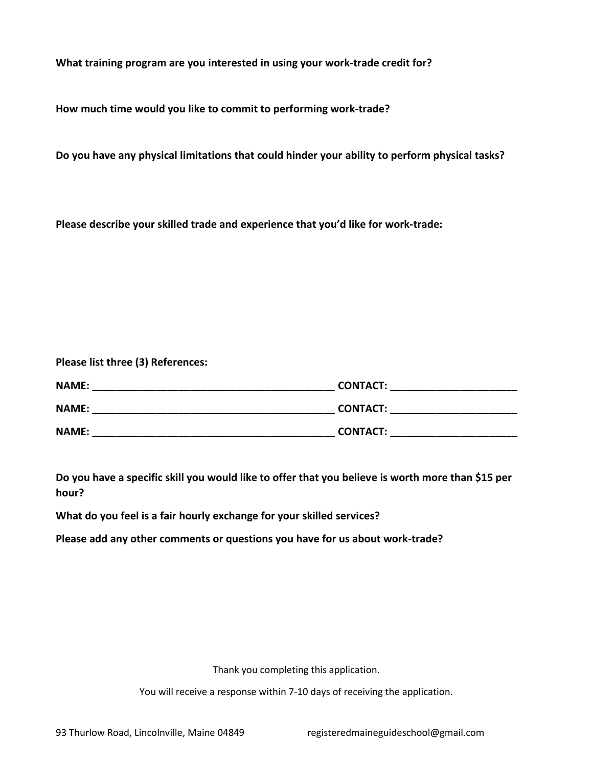**What training program are you interested in using your work-trade credit for?**

**How much time would you like to commit to performing work-trade?**

**Do you have any physical limitations that could hinder your ability to perform physical tasks?**

**Please describe your skilled trade and experience that you'd like for work-trade:**

**Please list three (3) References:**

**NAME:** ___________________________________________ **CONTACT:** ______________________

**NAME:** ___________________________________________ **CONTACT:** ______________________

**NAME:** ___________________________________________ **CONTACT:** ______________________

**Do you have a specific skill you would like to offer that you believe is worth more than $15 per hour?**

**What do you feel is a fair hourly exchange for your skilled services?**

**Please add any other comments or questions you have for us about work-trade?**

Thank you completing this application.

You will receive a response within 7-10 days of receiving the application.

93 Thurlow Road, Lincolnville, Maine 04849 registeredmaineguideschool@gmail.com